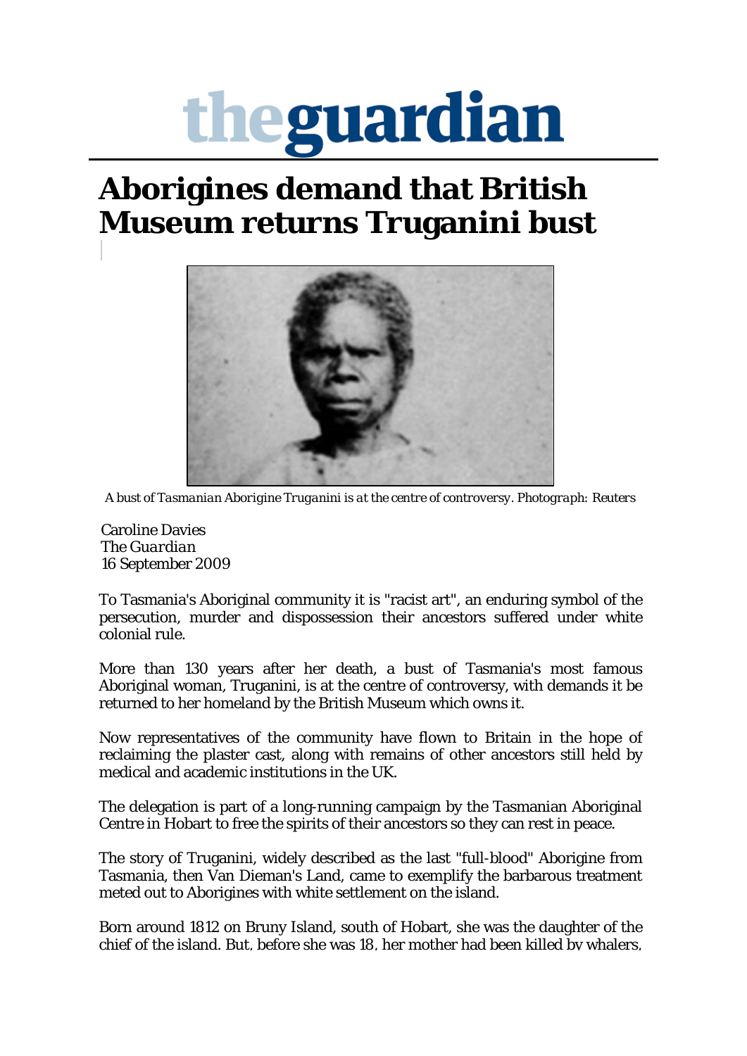# theguardian

# Aborigines demand that British Museum returns Truganini bust

A bust of *Tasmanian Aborigine Truganini is at the centre of controversy. Photograph: Reuters*

Caroline Davies
*The Guardian*
16 September 2009

To Tasmania's Aboriginal community it is "racist art", an enduring symbol of the persecution, murder and dispossession their ancestors suffered under white colonial rule.

More than 130 years after her death, a bust of Tasmania's most famous Aboriginal woman, Truganini, is at the centre of controversy, with demands it be returned to her homeland by the British Museum which owns it.

Now representatives of the community have flown to Britain in the hope of reclaiming the plaster cast, along with remains of other ancestors still held by medical and academic institutions in the UK.

The delegation is part of a long-running campaign by the Tasmanian Aboriginal Centre in Hobart to free the spirits of their ancestors so they can rest in peace.

The story of Truganini, widely described as the last "full-blood" Aborigine from Tasmania, then Van Dieman's Land, came to exemplify the barbarous treatment meted out to Aborigines with white settlement on the island.

Born around 1812 on Bruny Island, south of Hobart, she was the daughter of the chief of the island. But, before she was 18, her mother had been killed by whalers,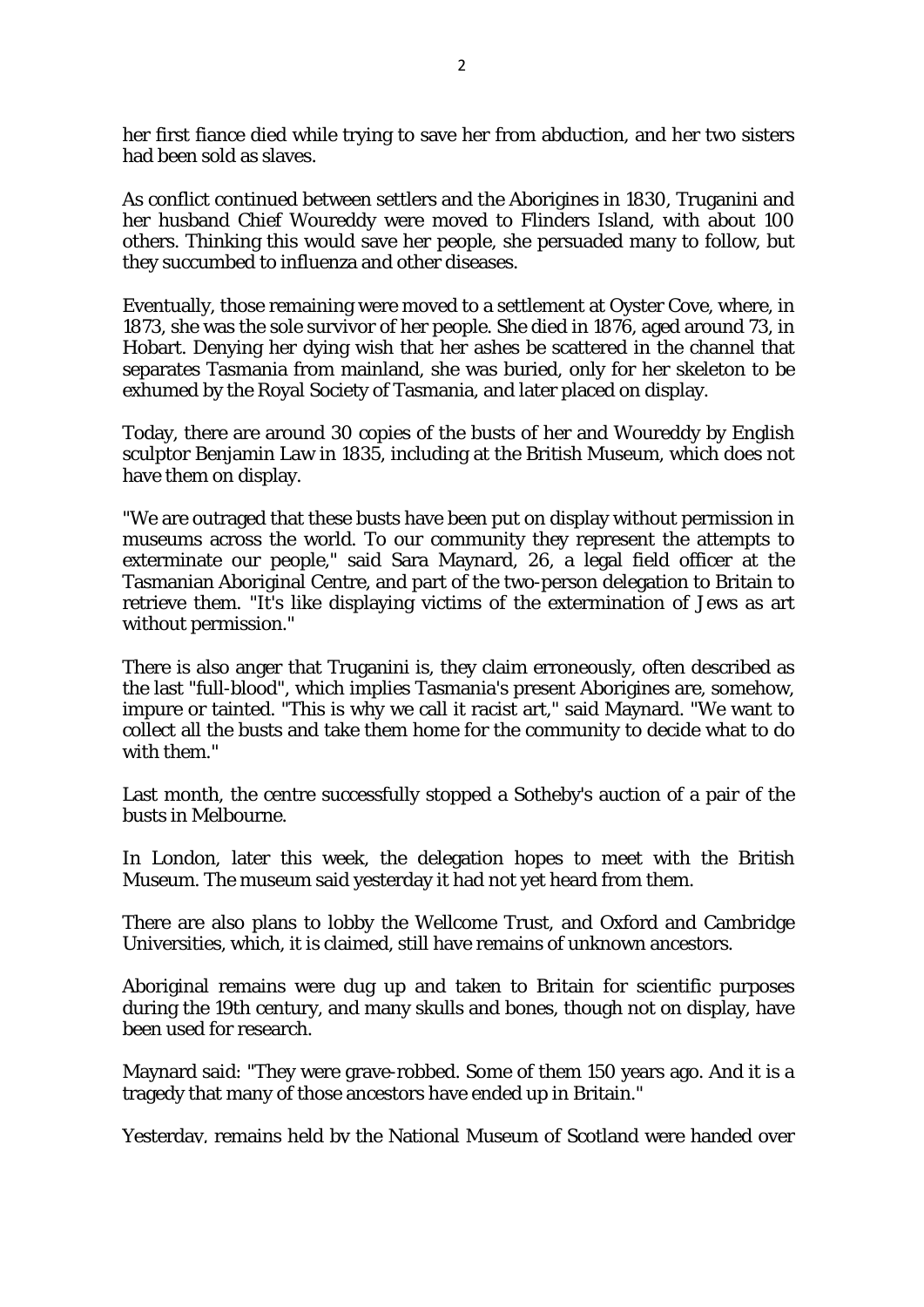her first fiance died while trying to save her from abduction, and her two sisters had been sold as slaves.

As conflict continued between settlers and the Aborigines in 1830, Truganini and her husband Chief Woureddy were moved to Flinders Island, with about 100 others. Thinking this would save her people, she persuaded many to follow, but they succumbed to influenza and other diseases.

Eventually, those remaining were moved to a settlement at Oyster Cove, where, in 1873, she was the sole survivor of her people. She died in 1876, aged around 73, in Hobart. Denying her dying wish that her ashes be scattered in the channel that separates Tasmania from mainland, she was buried, only for her skeleton to be exhumed by the Royal Society of Tasmania, and later placed on display.

Today, there are around 30 copies of the busts of her and Woureddy by English sculptor Benjamin Law in 1835, including at the British Museum, which does not have them on display.

"We are outraged that these busts have been put on display without permission in museums across the world. To our community they represent the attempts to exterminate our people," said Sara Maynard, 26, a legal field officer at the Tasmanian Aboriginal Centre, and part of the two-person delegation to Britain to retrieve them. "It's like displaying victims of the extermination of Jews as art without permission."

There is also anger that Truganini is, they claim erroneously, often described as the last "full-blood", which implies Tasmania's present Aborigines are, somehow, impure or tainted. "This is why we call it racist art," said Maynard. "We want to collect all the busts and take them home for the community to decide what to do with them."

Last month, the centre successfully stopped a Sotheby's auction of a pair of the busts in Melbourne.

In London, later this week, the delegation hopes to meet with the British Museum. The museum said yesterday it had not yet heard from them.

There are also plans to lobby the Wellcome Trust, and Oxford and Cambridge Universities, which, it is claimed, still have remains of unknown ancestors.

Aboriginal remains were dug up and taken to Britain for scientific purposes during the 19th century, and many skulls and bones, though not on display, have been used for research.

Maynard said: "They were grave-robbed. Some of them 150 years ago. And it is a tragedy that many of those ancestors have ended up in Britain."

Yesterday, remains held by the National Museum of Scotland were handed over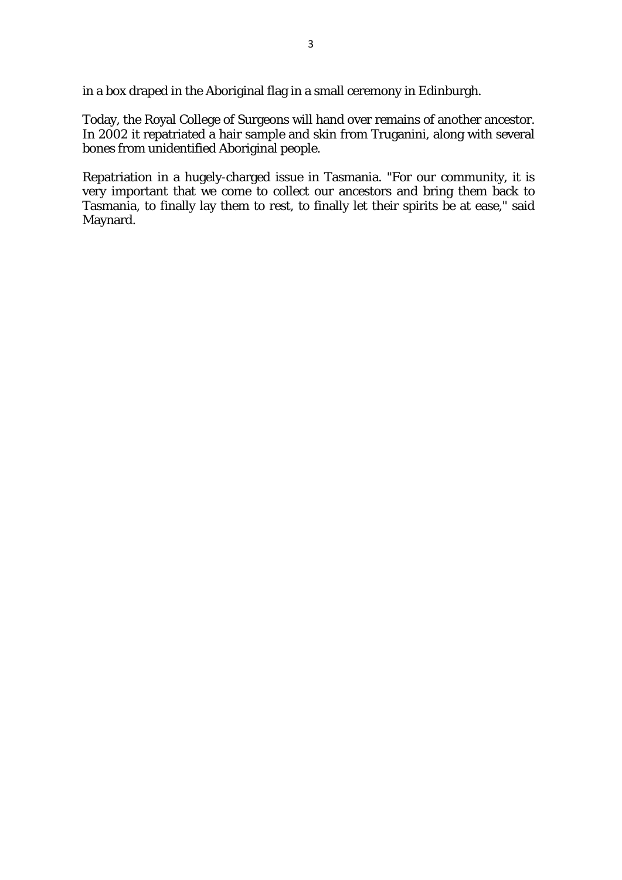in a box draped in the Aboriginal flag in a small ceremony in Edinburgh.

Today, the Royal College of Surgeons will hand over remains of another ancestor. In 2002 it repatriated a hair sample and skin from Truganini, along with several bones from unidentified Aboriginal people.

Repatriation in a hugely-charged issue in Tasmania. "For our community, it is very important that we come to collect our ancestors and bring them back to Tasmania, to finally lay them to rest, to finally let their spirits be at ease," said Maynard.